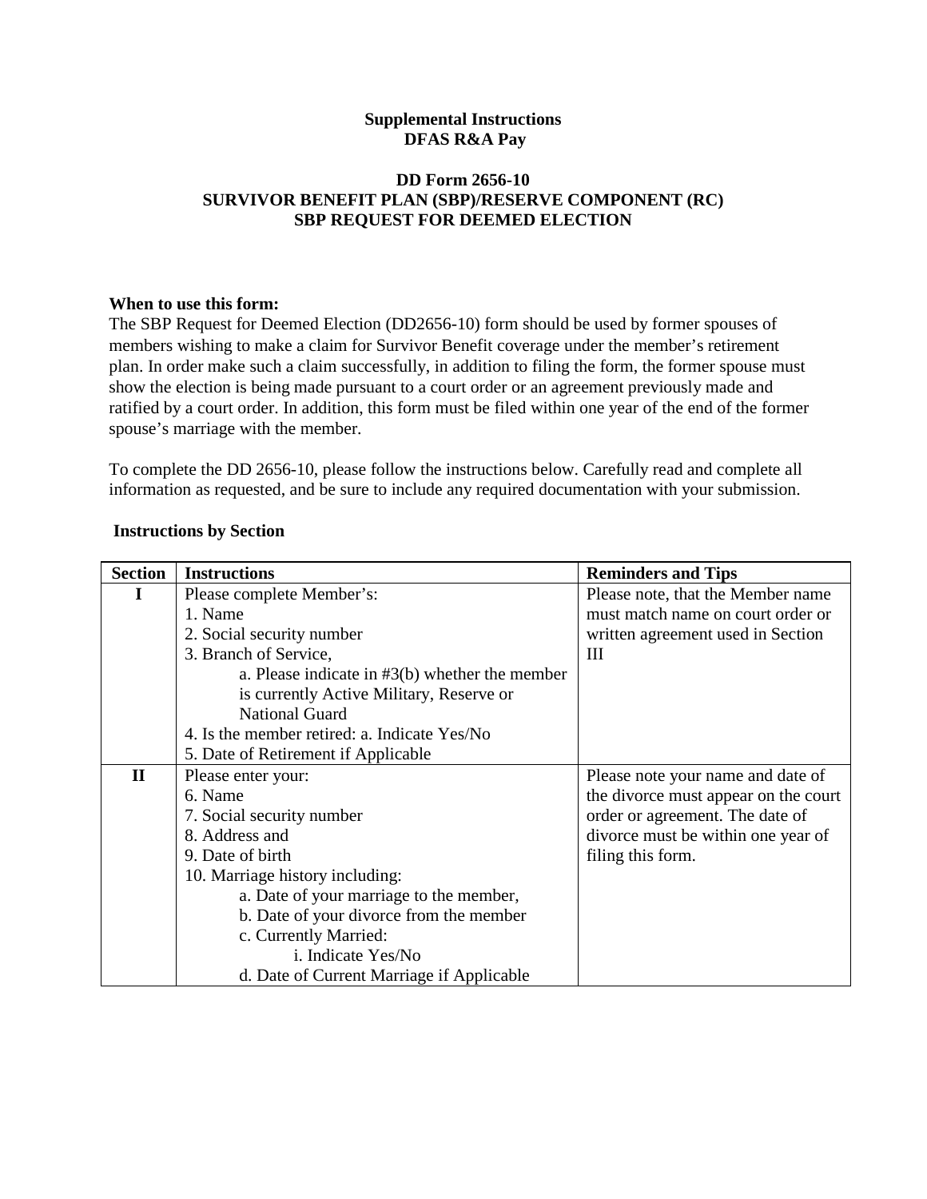**Supplemental Instructions**
**DFAS R&A Pay**

**DD Form 2656-10**
**SURVIVOR BENEFIT PLAN (SBP)/RESERVE COMPONENT (RC)**
**SBP REQUEST FOR DEEMED ELECTION**

**When to use this form:**
The SBP Request for Deemed Election (DD2656-10) form should be used by former spouses of members wishing to make a claim for Survivor Benefit coverage under the member's retirement plan. In order make such a claim successfully, in addition to filing the form, the former spouse must show the election is being made pursuant to a court order or an agreement previously made and ratified by a court order. In addition, this form must be filed within one year of the end of the former spouse's marriage with the member.

To complete the DD 2656-10, please follow the instructions below. Carefully read and complete all information as requested, and be sure to include any required documentation with your submission.

**Instructions by Section**

| Section | Instructions | Reminders and Tips |
|---|---|---|
| **I** | Please complete Member's:<br>1. Name<br>2. Social security number<br>3. Branch of Service,<br>a. Please indicate in #3(b) whether the member is currently Active Military, Reserve or National Guard<br>4. Is the member retired: a. Indicate Yes/No<br>5. Date of Retirement if Applicable | Please note, that the Member name must match name on court order or written agreement used in Section III |
| **II** | Please enter your:<br>6. Name<br>7. Social security number<br>8. Address and<br>9. Date of birth<br>10. Marriage history including:<br>a. Date of your marriage to the member,<br>b. Date of your divorce from the member<br>c. Currently Married:<br>i. Indicate Yes/No<br>d. Date of Current Marriage if Applicable | Please note your name and date of the divorce must appear on the court order or agreement. The date of divorce must be within one year of filing this form. |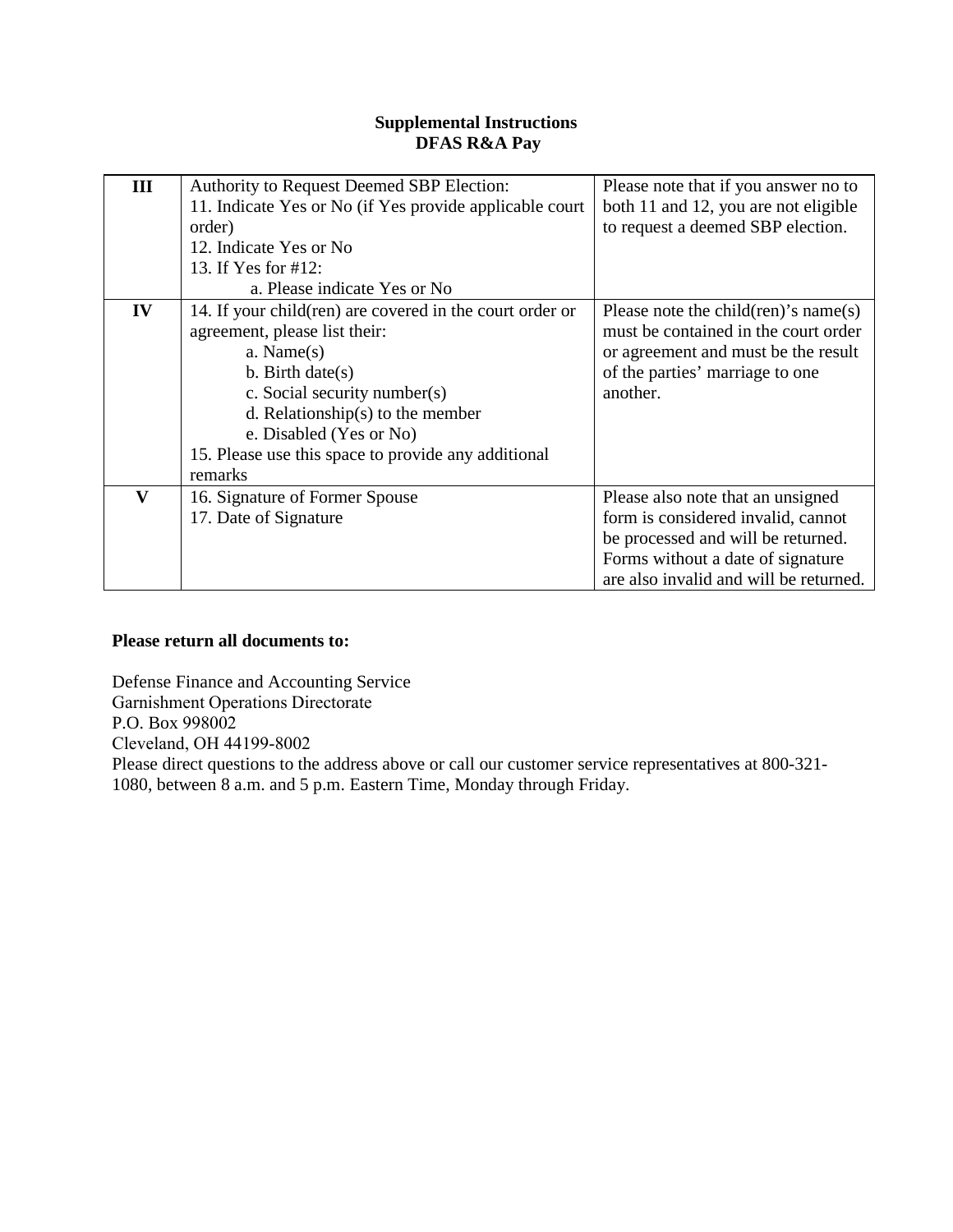**Supplemental Instructions**
**DFAS R&A Pay**

| | | |
|---|---|---|
| **III** | Authority to Request Deemed SBP Election:<br>11. Indicate Yes or No (if Yes provide applicable court order)<br>12. Indicate Yes or No<br>13. If Yes for #12:<br>a. Please indicate Yes or No | Please note that if you answer no to both 11 and 12, you are not eligible to request a deemed SBP election. |
| **IV** | 14. If your child(ren) are covered in the court order or agreement, please list their:<br>a. Name(s)<br>b. Birth date(s)<br>c. Social security number(s)<br>d. Relationship(s) to the member<br>e. Disabled (Yes or No)<br>15. Please use this space to provide any additional remarks | Please note the child(ren)'s name(s) must be contained in the court order or agreement and must be the result of the parties' marriage to one another. |
| **V** | 16. Signature of Former Spouse<br>17. Date of Signature | Please also note that an unsigned form is considered invalid, cannot be processed and will be returned. Forms without a date of signature are also invalid and will be returned. |

**Please return all documents to:**

Defense Finance and Accounting Service
Garnishment Operations Directorate
P.O. Box 998002
Cleveland, OH 44199-8002
Please direct questions to the address above or call our customer service representatives at 800-321-1080, between 8 a.m. and 5 p.m. Eastern Time, Monday through Friday.